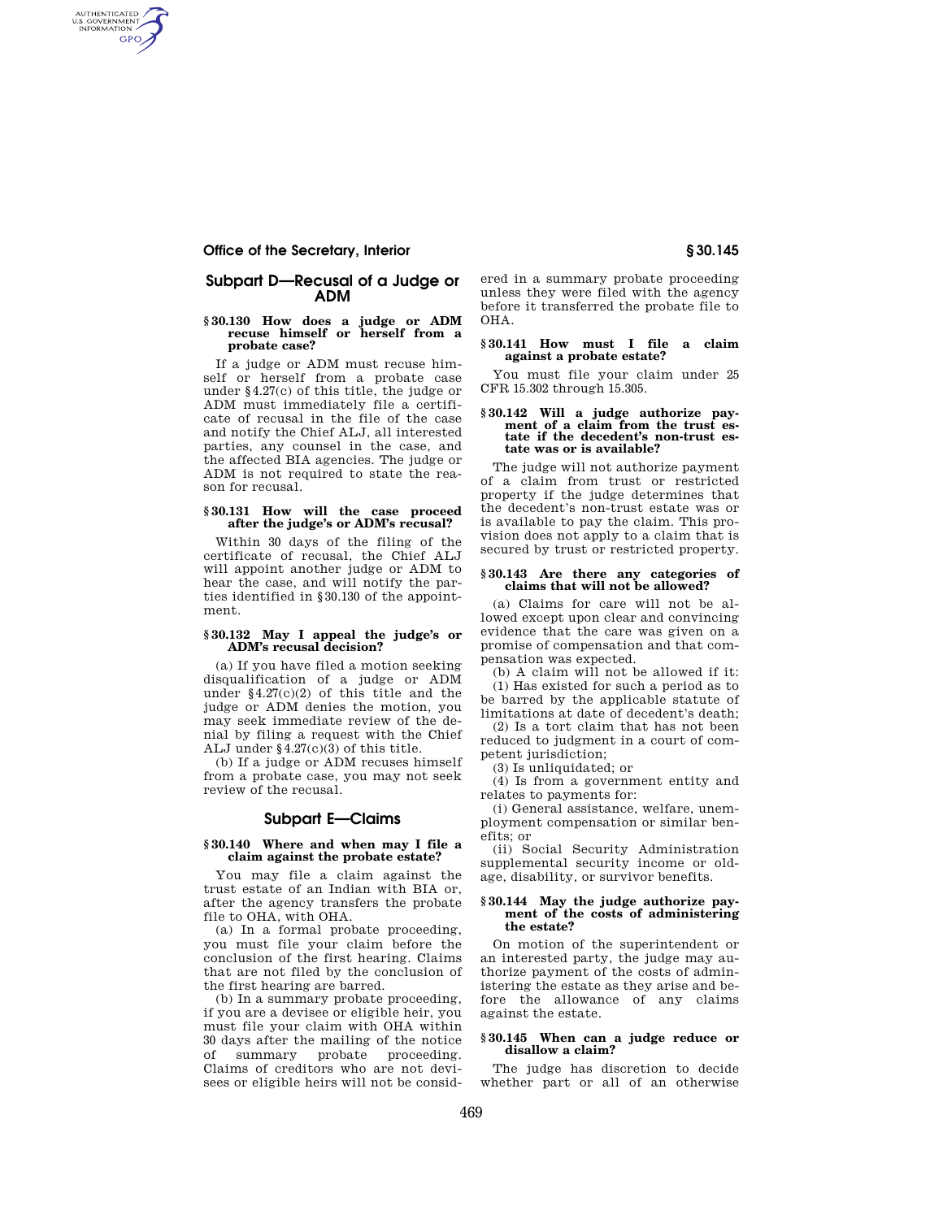## Subpart D—Recusal of a Judge or ADM

### § 30.130 How does a judge or ADM recuse himself or herself from a probate case?

If a judge or ADM must recuse himself or herself from a probate case under §4.27(c) of this title, the judge or ADM must immediately file a certificate of recusal in the file of the case and notify the Chief ALJ, all interested parties, any counsel in the case, and the affected BIA agencies. The judge or ADM is not required to state the reason for recusal.

### § 30.131 How will the case proceed after the judge's or ADM's recusal?

Within 30 days of the filing of the certificate of recusal, the Chief ALJ will appoint another judge or ADM to hear the case, and will notify the parties identified in §30.130 of the appointment.

### § 30.132 May I appeal the judge's or ADM's recusal decision?

(a) If you have filed a motion seeking disqualification of a judge or ADM under §4.27(c)(2) of this title and the judge or ADM denies the motion, you may seek immediate review of the denial by filing a request with the Chief ALJ under §4.27(c)(3) of this title.

(b) If a judge or ADM recuses himself from a probate case, you may not seek review of the recusal.

## Subpart E—Claims

### § 30.140 Where and when may I file a claim against the probate estate?

You may file a claim against the trust estate of an Indian with BIA or, after the agency transfers the probate file to OHA, with OHA.

(a) In a formal probate proceeding, you must file your claim before the conclusion of the first hearing. Claims that are not filed by the conclusion of the first hearing are barred.

(b) In a summary probate proceeding, if you are a devisee or eligible heir, you must file your claim with OHA within 30 days after the mailing of the notice of summary probate proceeding. Claims of creditors who are not devisees or eligible heirs will not be considered in a summary probate proceeding unless they were filed with the agency before it transferred the probate file to OHA.

### § 30.141 How must I file a claim against a probate estate?

You must file your claim under 25 CFR 15.302 through 15.305.

### § 30.142 Will a judge authorize payment of a claim from the trust estate if the decedent's non-trust estate was or is available?

The judge will not authorize payment of a claim from trust or restricted property if the judge determines that the decedent's non-trust estate was or is available to pay the claim. This provision does not apply to a claim that is secured by trust or restricted property.

### § 30.143 Are there any categories of claims that will not be allowed?

(a) Claims for care will not be allowed except upon clear and convincing evidence that the care was given on a promise of compensation and that compensation was expected.

(b) A claim will not be allowed if it:

(1) Has existed for such a period as to be barred by the applicable statute of limitations at date of decedent's death;

(2) Is a tort claim that has not been reduced to judgment in a court of competent jurisdiction;

(3) Is unliquidated; or

(4) Is from a government entity and relates to payments for:

(i) General assistance, welfare, unemployment compensation or similar benefits; or

(ii) Social Security Administration supplemental security income or old-age, disability, or survivor benefits.

### § 30.144 May the judge authorize payment of the costs of administering the estate?

On motion of the superintendent or an interested party, the judge may authorize payment of the costs of administering the estate as they arise and before the allowance of any claims against the estate.

### § 30.145 When can a judge reduce or disallow a claim?

The judge has discretion to decide whether part or all of an otherwise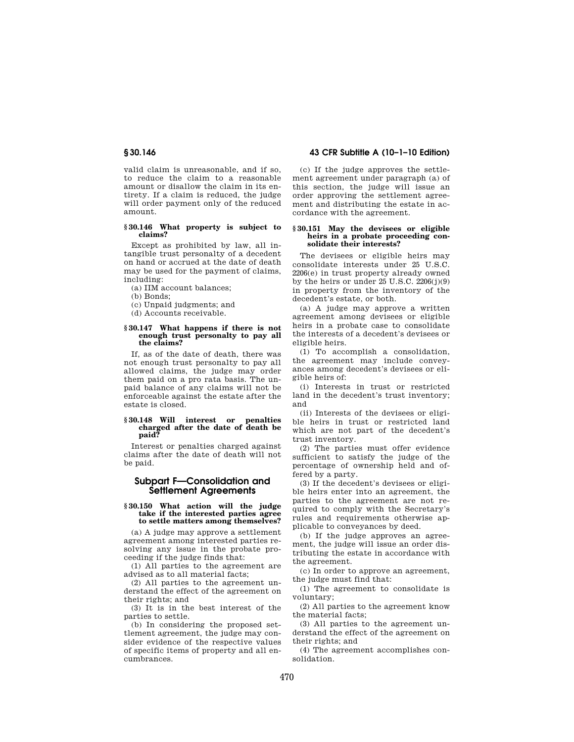valid claim is unreasonable, and if so, to reduce the claim to a reasonable amount or disallow the claim in its entirety. If a claim is reduced, the judge will order payment only of the reduced amount.

#### § 30.146 What property is subject to claims?

Except as prohibited by law, all intangible trust personalty of a decedent on hand or accrued at the date of death may be used for the payment of claims, including:

(a) IIM account balances;

(b) Bonds;

(c) Unpaid judgments; and

(d) Accounts receivable.

#### § 30.147 What happens if there is not enough trust personalty to pay all the claims?

If, as of the date of death, there was not enough trust personalty to pay all allowed claims, the judge may order them paid on a pro rata basis. The unpaid balance of any claims will not be enforceable against the estate after the estate is closed.

#### § 30.148 Will interest or penalties charged after the date of death be paid?

Interest or penalties charged against claims after the date of death will not be paid.

## Subpart F—Consolidation and Settlement Agreements

#### § 30.150 What action will the judge take if the interested parties agree to settle matters among themselves?

(a) A judge may approve a settlement agreement among interested parties resolving any issue in the probate proceeding if the judge finds that:

(1) All parties to the agreement are advised as to all material facts;

(2) All parties to the agreement understand the effect of the agreement on their rights; and

(3) It is in the best interest of the parties to settle.

(b) In considering the proposed settlement agreement, the judge may consider evidence of the respective values of specific items of property and all encumbrances.

(c) If the judge approves the settlement agreement under paragraph (a) of this section, the judge will issue an order approving the settlement agreement and distributing the estate in accordance with the agreement.

#### § 30.151 May the devisees or eligible heirs in a probate proceeding consolidate their interests?

The devisees or eligible heirs may consolidate interests under 25 U.S.C. 2206(e) in trust property already owned by the heirs or under 25 U.S.C. 2206(j)(9) in property from the inventory of the decedent's estate, or both.

(a) A judge may approve a written agreement among devisees or eligible heirs in a probate case to consolidate the interests of a decedent's devisees or eligible heirs.

(1) To accomplish a consolidation, the agreement may include conveyances among decedent's devisees or eligible heirs of:

(i) Interests in trust or restricted land in the decedent's trust inventory; and

(ii) Interests of the devisees or eligible heirs in trust or restricted land which are not part of the decedent's trust inventory.

(2) The parties must offer evidence sufficient to satisfy the judge of the percentage of ownership held and offered by a party.

(3) If the decedent's devisees or eligible heirs enter into an agreement, the parties to the agreement are not required to comply with the Secretary's rules and requirements otherwise applicable to conveyances by deed.

(b) If the judge approves an agreement, the judge will issue an order distributing the estate in accordance with the agreement.

(c) In order to approve an agreement, the judge must find that:

(1) The agreement to consolidate is voluntary;

(2) All parties to the agreement know the material facts;

(3) All parties to the agreement understand the effect of the agreement on their rights; and

(4) The agreement accomplishes consolidation.